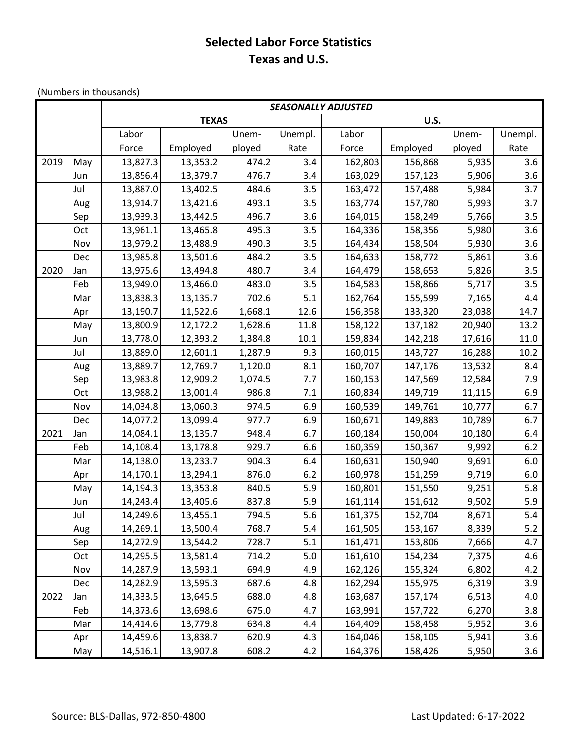# Selected Labor Force Statistics
# Texas and U.S.

(Numbers in thousands)

| | | SEASONALLY ADJUSTED | | | | | | | |
|---|---|---|---|---|---|---|---|---|---|
| | | TEXAS | | | | U.S. | | | |
| | | Labor Force | Employed | Unem-ployed | Unempl. Rate | Labor Force | Employed | Unem-ployed | Unempl. Rate |
| 2019 | May | 13,827.3 | 13,353.2 | 474.2 | 3.4 | 162,803 | 156,868 | 5,935 | 3.6 |
| | Jun | 13,856.4 | 13,379.7 | 476.7 | 3.4 | 163,029 | 157,123 | 5,906 | 3.6 |
| | Jul | 13,887.0 | 13,402.5 | 484.6 | 3.5 | 163,472 | 157,488 | 5,984 | 3.7 |
| | Aug | 13,914.7 | 13,421.6 | 493.1 | 3.5 | 163,774 | 157,780 | 5,993 | 3.7 |
| | Sep | 13,939.3 | 13,442.5 | 496.7 | 3.6 | 164,015 | 158,249 | 5,766 | 3.5 |
| | Oct | 13,961.1 | 13,465.8 | 495.3 | 3.5 | 164,336 | 158,356 | 5,980 | 3.6 |
| | Nov | 13,979.2 | 13,488.9 | 490.3 | 3.5 | 164,434 | 158,504 | 5,930 | 3.6 |
| | Dec | 13,985.8 | 13,501.6 | 484.2 | 3.5 | 164,633 | 158,772 | 5,861 | 3.6 |
| 2020 | Jan | 13,975.6 | 13,494.8 | 480.7 | 3.4 | 164,479 | 158,653 | 5,826 | 3.5 |
| | Feb | 13,949.0 | 13,466.0 | 483.0 | 3.5 | 164,583 | 158,866 | 5,717 | 3.5 |
| | Mar | 13,838.3 | 13,135.7 | 702.6 | 5.1 | 162,764 | 155,599 | 7,165 | 4.4 |
| | Apr | 13,190.7 | 11,522.6 | 1,668.1 | 12.6 | 156,358 | 133,320 | 23,038 | 14.7 |
| | May | 13,800.9 | 12,172.2 | 1,628.6 | 11.8 | 158,122 | 137,182 | 20,940 | 13.2 |
| | Jun | 13,778.0 | 12,393.2 | 1,384.8 | 10.1 | 159,834 | 142,218 | 17,616 | 11.0 |
| | Jul | 13,889.0 | 12,601.1 | 1,287.9 | 9.3 | 160,015 | 143,727 | 16,288 | 10.2 |
| | Aug | 13,889.7 | 12,769.7 | 1,120.0 | 8.1 | 160,707 | 147,176 | 13,532 | 8.4 |
| | Sep | 13,983.8 | 12,909.2 | 1,074.5 | 7.7 | 160,153 | 147,569 | 12,584 | 7.9 |
| | Oct | 13,988.2 | 13,001.4 | 986.8 | 7.1 | 160,834 | 149,719 | 11,115 | 6.9 |
| | Nov | 14,034.8 | 13,060.3 | 974.5 | 6.9 | 160,539 | 149,761 | 10,777 | 6.7 |
| | Dec | 14,077.2 | 13,099.4 | 977.7 | 6.9 | 160,671 | 149,883 | 10,789 | 6.7 |
| 2021 | Jan | 14,084.1 | 13,135.7 | 948.4 | 6.7 | 160,184 | 150,004 | 10,180 | 6.4 |
| | Feb | 14,108.4 | 13,178.8 | 929.7 | 6.6 | 160,359 | 150,367 | 9,992 | 6.2 |
| | Mar | 14,138.0 | 13,233.7 | 904.3 | 6.4 | 160,631 | 150,940 | 9,691 | 6.0 |
| | Apr | 14,170.1 | 13,294.1 | 876.0 | 6.2 | 160,978 | 151,259 | 9,719 | 6.0 |
| | May | 14,194.3 | 13,353.8 | 840.5 | 5.9 | 160,801 | 151,550 | 9,251 | 5.8 |
| | Jun | 14,243.4 | 13,405.6 | 837.8 | 5.9 | 161,114 | 151,612 | 9,502 | 5.9 |
| | Jul | 14,249.6 | 13,455.1 | 794.5 | 5.6 | 161,375 | 152,704 | 8,671 | 5.4 |
| | Aug | 14,269.1 | 13,500.4 | 768.7 | 5.4 | 161,505 | 153,167 | 8,339 | 5.2 |
| | Sep | 14,272.9 | 13,544.2 | 728.7 | 5.1 | 161,471 | 153,806 | 7,666 | 4.7 |
| | Oct | 14,295.5 | 13,581.4 | 714.2 | 5.0 | 161,610 | 154,234 | 7,375 | 4.6 |
| | Nov | 14,287.9 | 13,593.1 | 694.9 | 4.9 | 162,126 | 155,324 | 6,802 | 4.2 |
| | Dec | 14,282.9 | 13,595.3 | 687.6 | 4.8 | 162,294 | 155,975 | 6,319 | 3.9 |
| 2022 | Jan | 14,333.5 | 13,645.5 | 688.0 | 4.8 | 163,687 | 157,174 | 6,513 | 4.0 |
| | Feb | 14,373.6 | 13,698.6 | 675.0 | 4.7 | 163,991 | 157,722 | 6,270 | 3.8 |
| | Mar | 14,414.6 | 13,779.8 | 634.8 | 4.4 | 164,409 | 158,458 | 5,952 | 3.6 |
| | Apr | 14,459.6 | 13,838.7 | 620.9 | 4.3 | 164,046 | 158,105 | 5,941 | 3.6 |
| | May | 14,516.1 | 13,907.8 | 608.2 | 4.2 | 164,376 | 158,426 | 5,950 | 3.6 |

Source: BLS-Dallas, 972-850-4800

Last Updated: 6-17-2022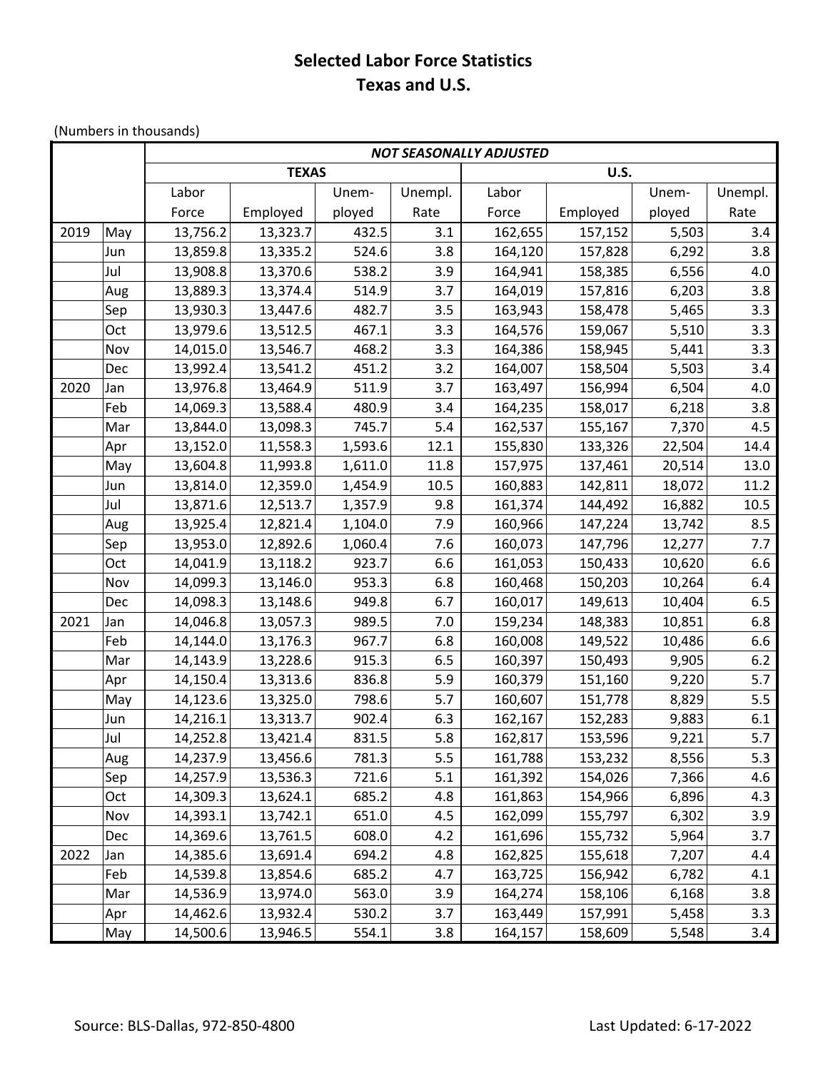# Selected Labor Force Statistics
# Texas and U.S.

(Numbers in thousands)

| | | NOT SEASONALLY ADJUSTED | | | | | | | |
|---|---|---|---|---|---|---|---|---|---|
| | | TEXAS | | | | U.S. | | | |
| | | Labor Force | Employed | Unem-ployed | Unempl. Rate | Labor Force | Employed | Unem-ployed | Unempl. Rate |
| 2019 | May | 13,756.2 | 13,323.7 | 432.5 | 3.1 | 162,655 | 157,152 | 5,503 | 3.4 |
| | Jun | 13,859.8 | 13,335.2 | 524.6 | 3.8 | 164,120 | 157,828 | 6,292 | 3.8 |
| | Jul | 13,908.8 | 13,370.6 | 538.2 | 3.9 | 164,941 | 158,385 | 6,556 | 4.0 |
| | Aug | 13,889.3 | 13,374.4 | 514.9 | 3.7 | 164,019 | 157,816 | 6,203 | 3.8 |
| | Sep | 13,930.3 | 13,447.6 | 482.7 | 3.5 | 163,943 | 158,478 | 5,465 | 3.3 |
| | Oct | 13,979.6 | 13,512.5 | 467.1 | 3.3 | 164,576 | 159,067 | 5,510 | 3.3 |
| | Nov | 14,015.0 | 13,546.7 | 468.2 | 3.3 | 164,386 | 158,945 | 5,441 | 3.3 |
| | Dec | 13,992.4 | 13,541.2 | 451.2 | 3.2 | 164,007 | 158,504 | 5,503 | 3.4 |
| 2020 | Jan | 13,976.8 | 13,464.9 | 511.9 | 3.7 | 163,497 | 156,994 | 6,504 | 4.0 |
| | Feb | 14,069.3 | 13,588.4 | 480.9 | 3.4 | 164,235 | 158,017 | 6,218 | 3.8 |
| | Mar | 13,844.0 | 13,098.3 | 745.7 | 5.4 | 162,537 | 155,167 | 7,370 | 4.5 |
| | Apr | 13,152.0 | 11,558.3 | 1,593.6 | 12.1 | 155,830 | 133,326 | 22,504 | 14.4 |
| | May | 13,604.8 | 11,993.8 | 1,611.0 | 11.8 | 157,975 | 137,461 | 20,514 | 13.0 |
| | Jun | 13,814.0 | 12,359.0 | 1,454.9 | 10.5 | 160,883 | 142,811 | 18,072 | 11.2 |
| | Jul | 13,871.6 | 12,513.7 | 1,357.9 | 9.8 | 161,374 | 144,492 | 16,882 | 10.5 |
| | Aug | 13,925.4 | 12,821.4 | 1,104.0 | 7.9 | 160,966 | 147,224 | 13,742 | 8.5 |
| | Sep | 13,953.0 | 12,892.6 | 1,060.4 | 7.6 | 160,073 | 147,796 | 12,277 | 7.7 |
| | Oct | 14,041.9 | 13,118.2 | 923.7 | 6.6 | 161,053 | 150,433 | 10,620 | 6.6 |
| | Nov | 14,099.3 | 13,146.0 | 953.3 | 6.8 | 160,468 | 150,203 | 10,264 | 6.4 |
| | Dec | 14,098.3 | 13,148.6 | 949.8 | 6.7 | 160,017 | 149,613 | 10,404 | 6.5 |
| 2021 | Jan | 14,046.8 | 13,057.3 | 989.5 | 7.0 | 159,234 | 148,383 | 10,851 | 6.8 |
| | Feb | 14,144.0 | 13,176.3 | 967.7 | 6.8 | 160,008 | 149,522 | 10,486 | 6.6 |
| | Mar | 14,143.9 | 13,228.6 | 915.3 | 6.5 | 160,397 | 150,493 | 9,905 | 6.2 |
| | Apr | 14,150.4 | 13,313.6 | 836.8 | 5.9 | 160,379 | 151,160 | 9,220 | 5.7 |
| | May | 14,123.6 | 13,325.0 | 798.6 | 5.7 | 160,607 | 151,778 | 8,829 | 5.5 |
| | Jun | 14,216.1 | 13,313.7 | 902.4 | 6.3 | 162,167 | 152,283 | 9,883 | 6.1 |
| | Jul | 14,252.8 | 13,421.4 | 831.5 | 5.8 | 162,817 | 153,596 | 9,221 | 5.7 |
| | Aug | 14,237.9 | 13,456.6 | 781.3 | 5.5 | 161,788 | 153,232 | 8,556 | 5.3 |
| | Sep | 14,257.9 | 13,536.3 | 721.6 | 5.1 | 161,392 | 154,026 | 7,366 | 4.6 |
| | Oct | 14,309.3 | 13,624.1 | 685.2 | 4.8 | 161,863 | 154,966 | 6,896 | 4.3 |
| | Nov | 14,393.1 | 13,742.1 | 651.0 | 4.5 | 162,099 | 155,797 | 6,302 | 3.9 |
| | Dec | 14,369.6 | 13,761.5 | 608.0 | 4.2 | 161,696 | 155,732 | 5,964 | 3.7 |
| 2022 | Jan | 14,385.6 | 13,691.4 | 694.2 | 4.8 | 162,825 | 155,618 | 7,207 | 4.4 |
| | Feb | 14,539.8 | 13,854.6 | 685.2 | 4.7 | 163,725 | 156,942 | 6,782 | 4.1 |
| | Mar | 14,536.9 | 13,974.0 | 563.0 | 3.9 | 164,274 | 158,106 | 6,168 | 3.8 |
| | Apr | 14,462.6 | 13,932.4 | 530.2 | 3.7 | 163,449 | 157,991 | 5,458 | 3.3 |
| | May | 14,500.6 | 13,946.5 | 554.1 | 3.8 | 164,157 | 158,609 | 5,548 | 3.4 |

Source: BLS-Dallas, 972-850-4800

Last Updated: 6-17-2022